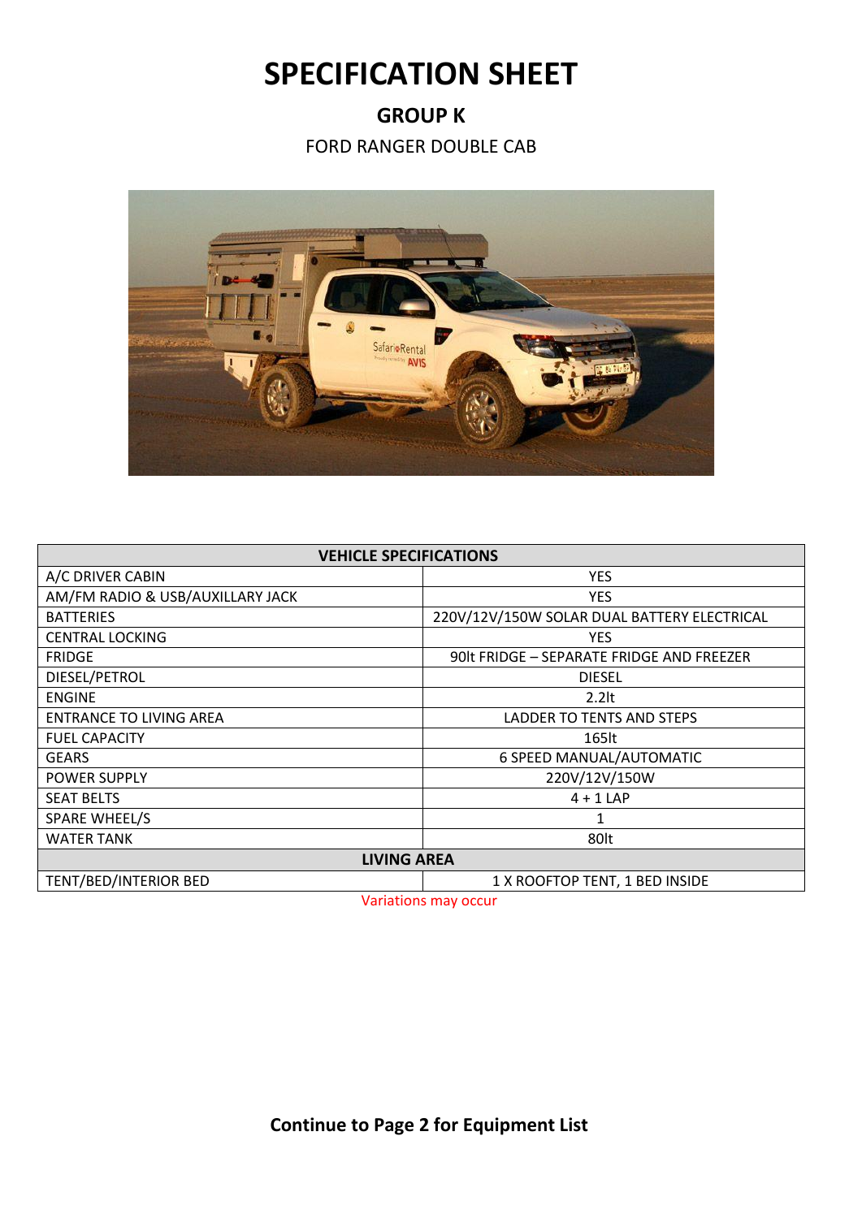# SPECIFICATION SHEET

## GROUP K

FORD RANGER DOUBLE CAB

| VEHICLE SPECIFICATIONS | |
|---|---|
| A/C DRIVER CABIN | YES |
| AM/FM RADIO & USB/AUXILLARY JACK | YES |
| BATTERIES | 220V/12V/150W SOLAR DUAL BATTERY ELECTRICAL |
| CENTRAL LOCKING | YES |
| FRIDGE | 90lt FRIDGE – SEPARATE FRIDGE AND FREEZER |
| DIESEL/PETROL | DIESEL |
| ENGINE | 2.2lt |
| ENTRANCE TO LIVING AREA | LADDER TO TENTS AND STEPS |
| FUEL CAPACITY | 165lt |
| GEARS | 6 SPEED MANUAL/AUTOMATIC |
| POWER SUPPLY | 220V/12V/150W |
| SEAT BELTS | 4 + 1 LAP |
| SPARE WHEEL/S | 1 |
| WATER TANK | 80lt |
| **LIVING AREA** | |
| TENT/BED/INTERIOR BED | 1 X ROOFTOP TENT, 1 BED INSIDE |

Variations may occur

**Continue to Page 2 for Equipment List**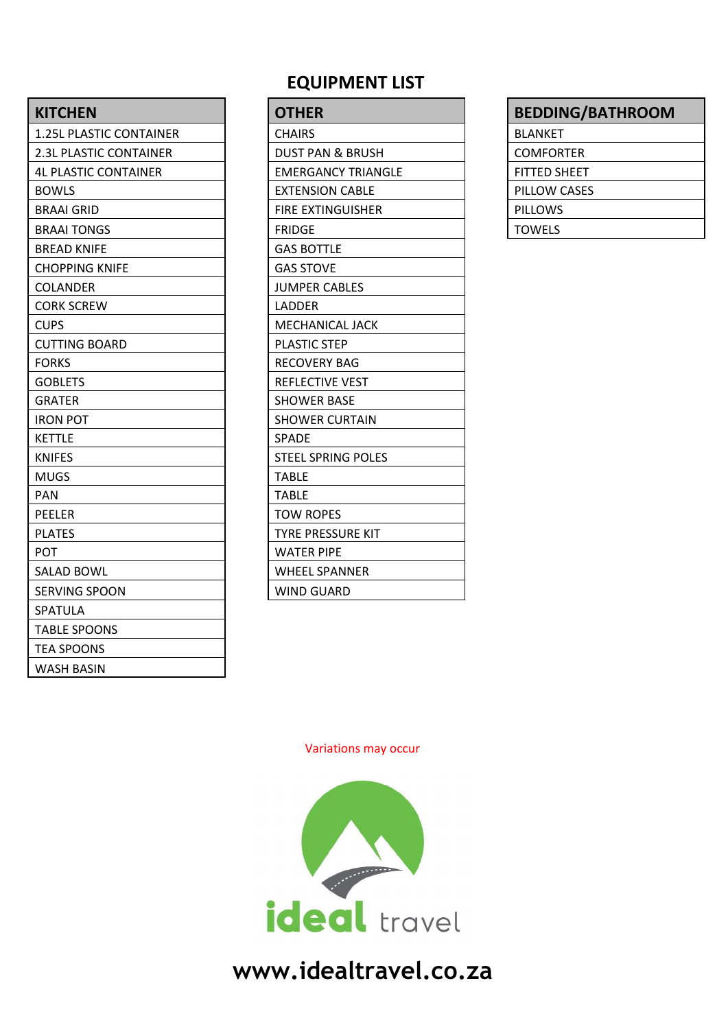# EQUIPMENT LIST

| KITCHEN |
|---|
| 1.25L PLASTIC CONTAINER |
| 2.3L PLASTIC CONTAINER |
| 4L PLASTIC CONTAINER |
| BOWLS |
| BRAAI GRID |
| BRAAI TONGS |
| BREAD KNIFE |
| CHOPPING KNIFE |
| COLANDER |
| CORK SCREW |
| CUPS |
| CUTTING BOARD |
| FORKS |
| GOBLETS |
| GRATER |
| IRON POT |
| KETTLE |
| KNIFES |
| MUGS |
| PAN |
| PEELER |
| PLATES |
| POT |
| SALAD BOWL |
| SERVING SPOON |
| SPATULA |
| TABLE SPOONS |
| TEA SPOONS |
| WASH BASIN |

| OTHER |
|---|
| CHAIRS |
| DUST PAN & BRUSH |
| EMERGANCY TRIANGLE |
| EXTENSION CABLE |
| FIRE EXTINGUISHER |
| FRIDGE |
| GAS BOTTLE |
| GAS STOVE |
| JUMPER CABLES |
| LADDER |
| MECHANICAL JACK |
| PLASTIC STEP |
| RECOVERY BAG |
| REFLECTIVE VEST |
| SHOWER BASE |
| SHOWER CURTAIN |
| SPADE |
| STEEL SPRING POLES |
| TABLE |
| TABLE |
| TOW ROPES |
| TYRE PRESSURE KIT |
| WATER PIPE |
| WHEEL SPANNER |
| WIND GUARD |

| BEDDING/BATHROOM |
|---|
| BLANKET |
| COMFORTER |
| FITTED SHEET |
| PILLOW CASES |
| PILLOWS |
| TOWELS |

Variations may occur

ideal travel

**www.idealtravel.co.za**